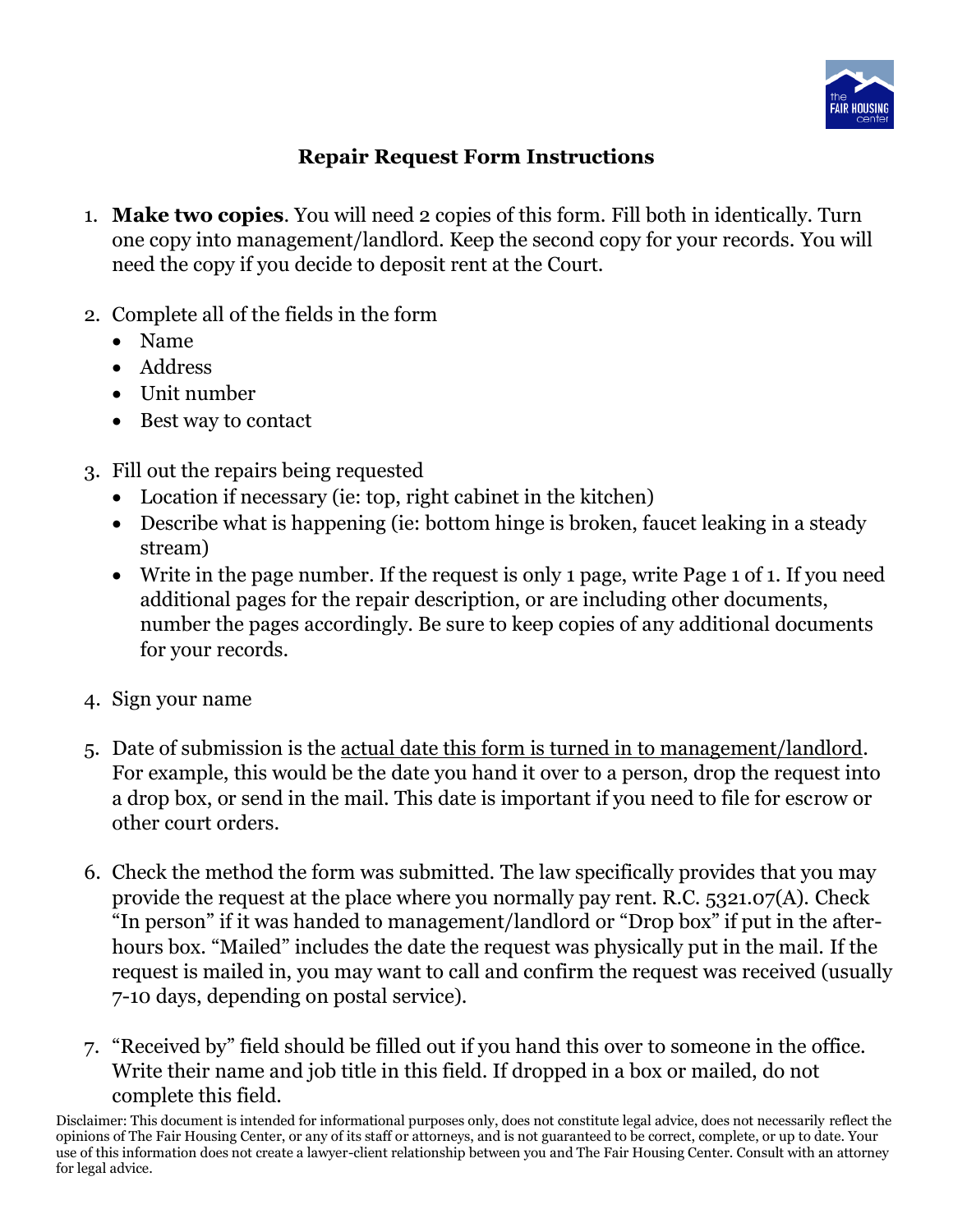## Repair Request Form Instructions

1. **Make two copies**. You will need 2 copies of this form. Fill both in identically. Turn one copy into management/landlord. Keep the second copy for your records. You will need the copy if you decide to deposit rent at the Court.

2. Complete all of the fields in the form
   - Name
   - Address
   - Unit number
   - Best way to contact

3. Fill out the repairs being requested
   - Location if necessary (ie: top, right cabinet in the kitchen)
   - Describe what is happening (ie: bottom hinge is broken, faucet leaking in a steady stream)
   - Write in the page number. If the request is only 1 page, write Page 1 of 1. If you need additional pages for the repair description, or are including other documents, number the pages accordingly. Be sure to keep copies of any additional documents for your records.

4. Sign your name

5. Date of submission is the actual date this form is turned in to management/landlord. For example, this would be the date you hand it over to a person, drop the request into a drop box, or send in the mail. This date is important if you need to file for escrow or other court orders.

6. Check the method the form was submitted. The law specifically provides that you may provide the request at the place where you normally pay rent. R.C. 5321.07(A). Check "In person" if it was handed to management/landlord or "Drop box" if put in the after-hours box. "Mailed" includes the date the request was physically put in the mail. If the request is mailed in, you may want to call and confirm the request was received (usually 7-10 days, depending on postal service).

7. "Received by" field should be filled out if you hand this over to someone in the office. Write their name and job title in this field. If dropped in a box or mailed, do not complete this field.

Disclaimer: This document is intended for informational purposes only, does not constitute legal advice, does not necessarily reflect the opinions of The Fair Housing Center, or any of its staff or attorneys, and is not guaranteed to be correct, complete, or up to date. Your use of this information does not create a lawyer-client relationship between you and The Fair Housing Center. Consult with an attorney for legal advice.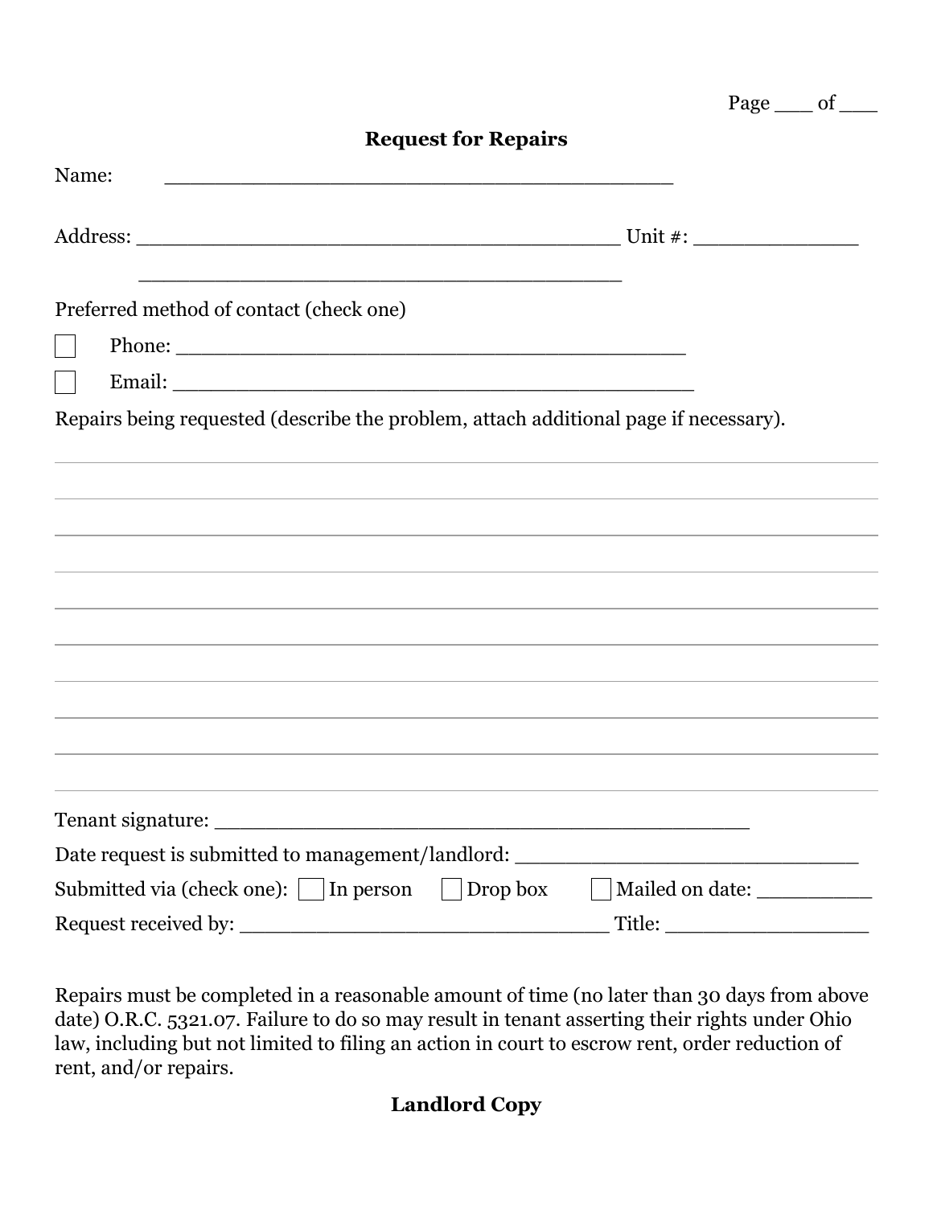Page ___ of ___

## Request for Repairs

Name: ________________________________________

Address: ______________________________________ Unit #: _____________

________________________________________

Preferred method of contact (check one)

☐ Phone: ________________________________________

☐ Email: ________________________________________

Repairs being requested (describe the problem, attach additional page if necessary).

_______________________________________________________________________________

_______________________________________________________________________________

_______________________________________________________________________________

_______________________________________________________________________________

_______________________________________________________________________________

_______________________________________________________________________________

_______________________________________________________________________________

_______________________________________________________________________________

_______________________________________________________________________________

Tenant signature: __________________________________________

Date request is submitted to management/landlord: ___________________________

Submitted via (check one): ☐ In person ☐ Drop box ☐ Mailed on date: _________

Request received by: _____________________________ Title: ________________

Repairs must be completed in a reasonable amount of time (no later than 30 days from above date) O.R.C. 5321.07. Failure to do so may result in tenant asserting their rights under Ohio law, including but not limited to filing an action in court to escrow rent, order reduction of rent, and/or repairs.

**Landlord Copy**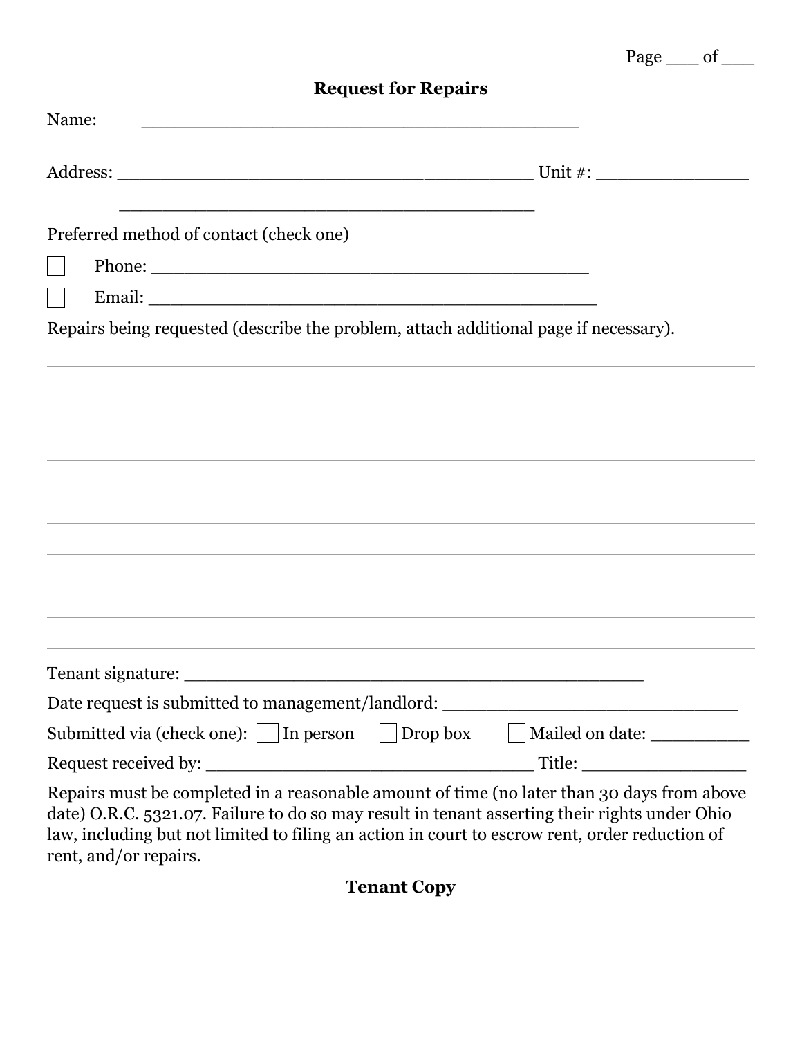Page ___ of ___

## Request for Repairs

Name: ________________________________________

Address: ________________________________________ Unit #: _______________

________________________________________

Preferred method of contact (check one)

☐ Phone: ________________________________________

☐ Email: ________________________________________

Repairs being requested (describe the problem, attach additional page if necessary).

________________________________________________________________________________

________________________________________________________________________________

________________________________________________________________________________

________________________________________________________________________________

________________________________________________________________________________

________________________________________________________________________________

________________________________________________________________________________

________________________________________________________________________________

________________________________________________________________________________

Tenant signature: ________________________________________

Date request is submitted to management/landlord: ______________________________

Submitted via (check one): ☐ In person ☐ Drop box ☐ Mailed on date: __________

Request received by: ________________________________ Title: ________________

Repairs must be completed in a reasonable amount of time (no later than 30 days from above date) O.R.C. 5321.07. Failure to do so may result in tenant asserting their rights under Ohio law, including but not limited to filing an action in court to escrow rent, order reduction of rent, and/or repairs.

**Tenant Copy**